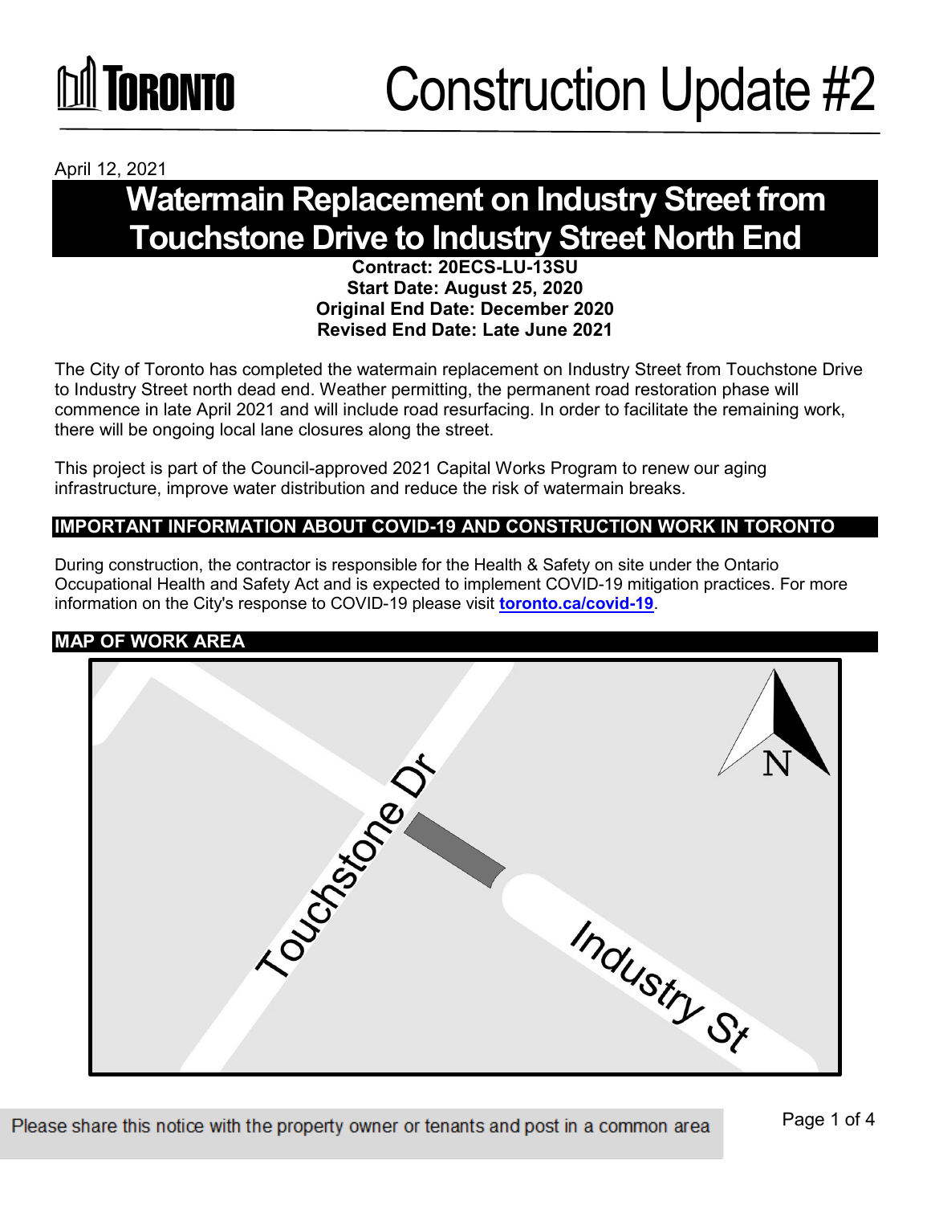# Construction Update #2

April 12, 2021

## Watermain Replacement on Industry Street from Touchstone Drive to Industry Street North End

**Contract: 20ECS-LU-13SU**
**Start Date: August 25, 2020**
**Original End Date: December 2020**
**Revised End Date: Late June 2021**

The City of Toronto has completed the watermain replacement on Industry Street from Touchstone Drive to Industry Street north dead end. Weather permitting, the permanent road restoration phase will commence in late April 2021 and will include road resurfacing. In order to facilitate the remaining work, there will be ongoing local lane closures along the street.

This project is part of the Council-approved 2021 Capital Works Program to renew our aging infrastructure, improve water distribution and reduce the risk of watermain breaks.

### IMPORTANT INFORMATION ABOUT COVID-19 AND CONSTRUCTION WORK IN TORONTO

During construction, the contractor is responsible for the Health & Safety on site under the Ontario Occupational Health and Safety Act and is expected to implement COVID-19 mitigation practices. For more information on the City's response to COVID-19 please visit **toronto.ca/covid-19**.

### MAP OF WORK AREA

Please share this notice with the property owner or tenants and post in a common area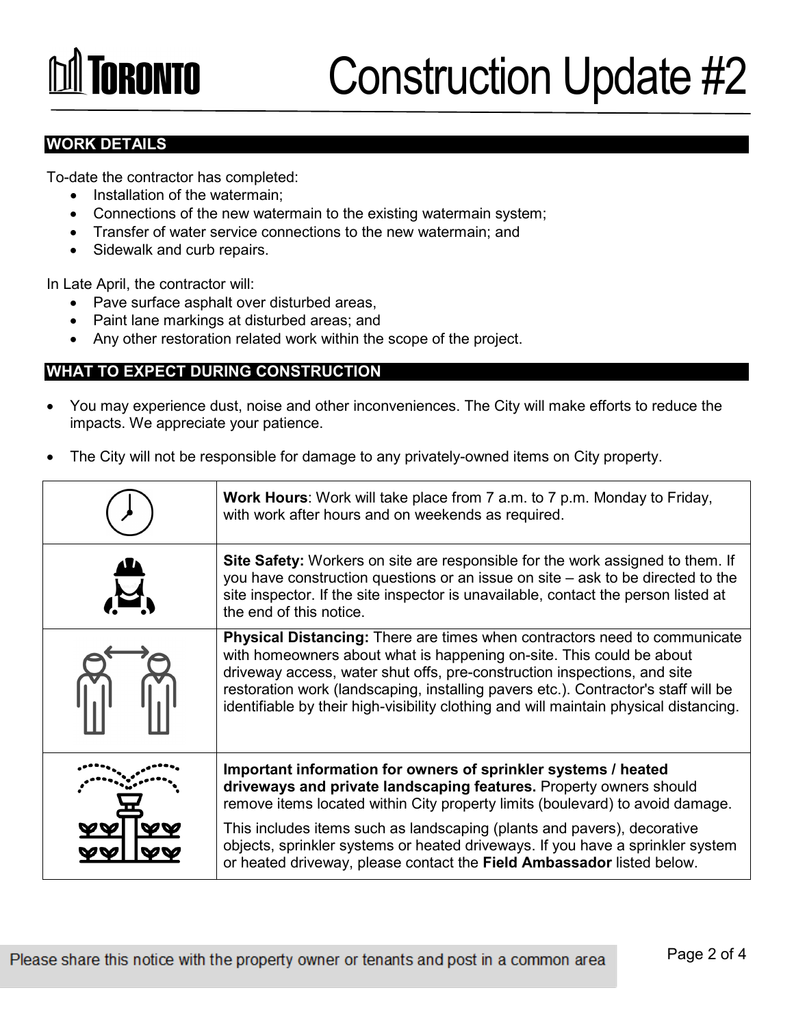# Construction Update #2

## WORK DETAILS

To-date the contractor has completed:

- Installation of the watermain;
- Connections of the new watermain to the existing watermain system;
- Transfer of water service connections to the new watermain; and
- Sidewalk and curb repairs.

In Late April, the contractor will:

- Pave surface asphalt over disturbed areas,
- Paint lane markings at disturbed areas; and
- Any other restoration related work within the scope of the project.

## WHAT TO EXPECT DURING CONSTRUCTION

- You may experience dust, noise and other inconveniences. The City will make efforts to reduce the impacts. We appreciate your patience.
- The City will not be responsible for damage to any privately-owned items on City property.

| | |
|---|---|
| | **Work Hours**: Work will take place from 7 a.m. to 7 p.m. Monday to Friday, with work after hours and on weekends as required. |
| | **Site Safety:** Workers on site are responsible for the work assigned to them. If you have construction questions or an issue on site – ask to be directed to the site inspector. If the site inspector is unavailable, contact the person listed at the end of this notice. |
| | **Physical Distancing:** There are times when contractors need to communicate with homeowners about what is happening on-site. This could be about driveway access, water shut offs, pre-construction inspections, and site restoration work (landscaping, installing pavers etc.). Contractor's staff will be identifiable by their high-visibility clothing and will maintain physical distancing. |
| | **Important information for owners of sprinkler systems / heated driveways and private landscaping features.** Property owners should remove items located within City property limits (boulevard) to avoid damage. This includes items such as landscaping (plants and pavers), decorative objects, sprinkler systems or heated driveways. If you have a sprinkler system or heated driveway, please contact the **Field Ambassador** listed below. |

Please share this notice with the property owner or tenants and post in a common area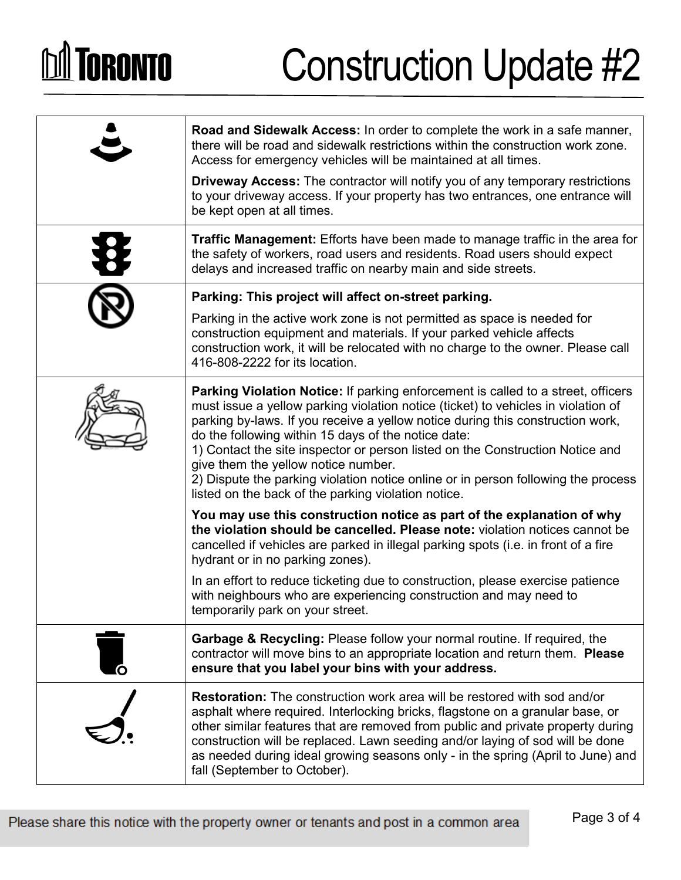# Construction Update #2

**Road and Sidewalk Access:** In order to complete the work in a safe manner, there will be road and sidewalk restrictions within the construction work zone. Access for emergency vehicles will be maintained at all times.

**Driveway Access:** The contractor will notify you of any temporary restrictions to your driveway access. If your property has two entrances, one entrance will be kept open at all times.

**Traffic Management:** Efforts have been made to manage traffic in the area for the safety of workers, road users and residents. Road users should expect delays and increased traffic on nearby main and side streets.

**Parking: This project will affect on-street parking.**

Parking in the active work zone is not permitted as space is needed for construction equipment and materials. If your parked vehicle affects construction work, it will be relocated with no charge to the owner. Please call 416-808-2222 for its location.

**Parking Violation Notice:** If parking enforcement is called to a street, officers must issue a yellow parking violation notice (ticket) to vehicles in violation of parking by-laws. If you receive a yellow notice during this construction work, do the following within 15 days of the notice date:

1) Contact the site inspector or person listed on the Construction Notice and give them the yellow notice number.
2) Dispute the parking violation notice online or in person following the process listed on the back of the parking violation notice.

**You may use this construction notice as part of the explanation of why the violation should be cancelled. Please note:** violation notices cannot be cancelled if vehicles are parked in illegal parking spots (i.e. in front of a fire hydrant or in no parking zones).

In an effort to reduce ticketing due to construction, please exercise patience with neighbours who are experiencing construction and may need to temporarily park on your street.

**Garbage & Recycling:** Please follow your normal routine. If required, the contractor will move bins to an appropriate location and return them. **Please ensure that you label your bins with your address.**

**Restoration:** The construction work area will be restored with sod and/or asphalt where required. Interlocking bricks, flagstone on a granular base, or other similar features that are removed from public and private property during construction will be replaced. Lawn seeding and/or laying of sod will be done as needed during ideal growing seasons only - in the spring (April to June) and fall (September to October).

Please share this notice with the property owner or tenants and post in a common area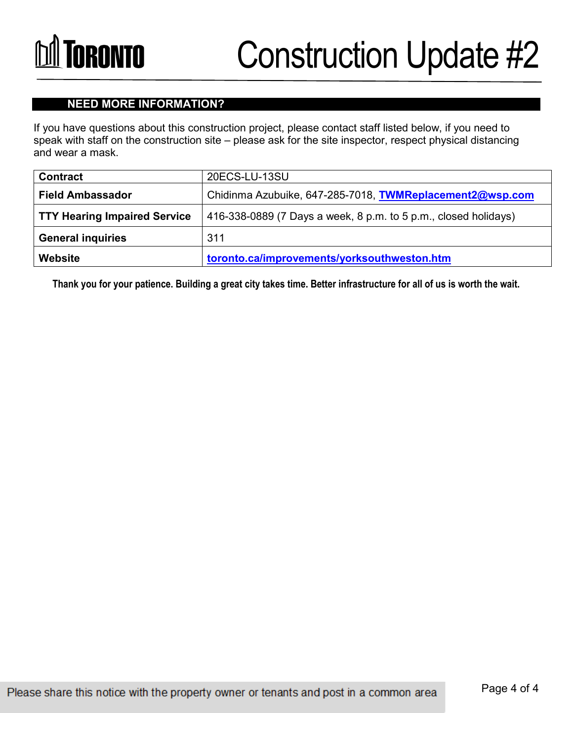## NEED MORE INFORMATION?

If you have questions about this construction project, please contact staff listed below, if you need to speak with staff on the construction site – please ask for the site inspector, respect physical distancing and wear a mask.

| | |
|---|---|
| **Contract** | 20ECS-LU-13SU |
| **Field Ambassador** | Chidinma Azubuike, 647-285-7018, **TWMReplacement2@wsp.com** |
| **TTY Hearing Impaired Service** | 416-338-0889 (7 Days a week, 8 p.m. to 5 p.m., closed holidays) |
| **General inquiries** | 311 |
| **Website** | **toronto.ca/improvements/yorksouthweston.htm** |

**Thank you for your patience. Building a great city takes time. Better infrastructure for all of us is worth the wait.**

Please share this notice with the property owner or tenants and post in a common area